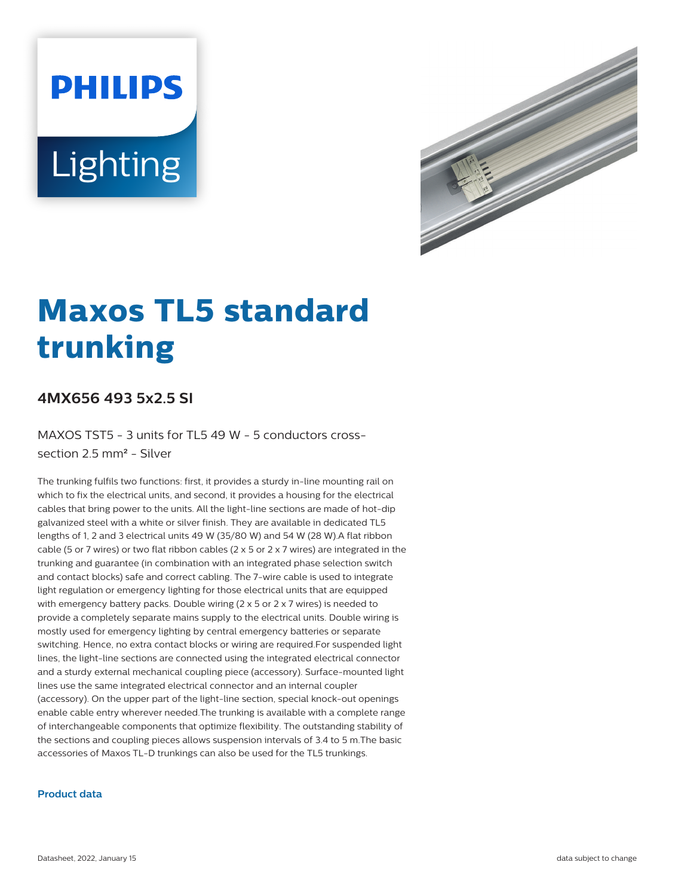# Maxos TL5 standard trunking

## 4MX656 493 5x2.5 SI

MAXOS TST5 - 3 units for TL5 49 W - 5 conductors cross-section 2.5 mm² - Silver

The trunking fulfils two functions: first, it provides a sturdy in-line mounting rail on which to fix the electrical units, and second, it provides a housing for the electrical cables that bring power to the units. All the light-line sections are made of hot-dip galvanized steel with a white or silver finish. They are available in dedicated TL5 lengths of 1, 2 and 3 electrical units 49 W (35/80 W) and 54 W (28 W).A flat ribbon cable (5 or 7 wires) or two flat ribbon cables (2 x 5 or 2 x 7 wires) are integrated in the trunking and guarantee (in combination with an integrated phase selection switch and contact blocks) safe and correct cabling. The 7-wire cable is used to integrate light regulation or emergency lighting for those electrical units that are equipped with emergency battery packs. Double wiring (2 x 5 or 2 x 7 wires) is needed to provide a completely separate mains supply to the electrical units. Double wiring is mostly used for emergency lighting by central emergency batteries or separate switching. Hence, no extra contact blocks or wiring are required.For suspended light lines, the light-line sections are connected using the integrated electrical connector and a sturdy external mechanical coupling piece (accessory). Surface-mounted light lines use the same integrated electrical connector and an internal coupler (accessory). On the upper part of the light-line section, special knock-out openings enable cable entry wherever needed.The trunking is available with a complete range of interchangeable components that optimize flexibility. The outstanding stability of the sections and coupling pieces allows suspension intervals of 3.4 to 5 m.The basic accessories of Maxos TL-D trunkings can also be used for the TL5 trunkings.

### Product data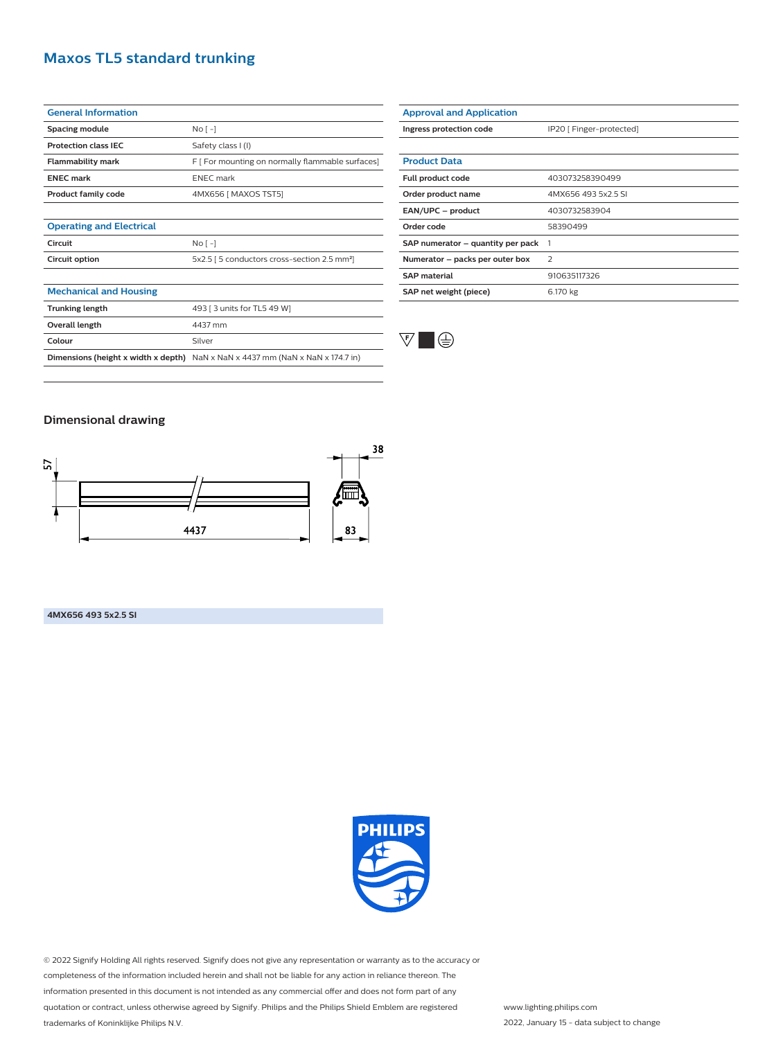# Maxos TL5 standard trunking

## General Information

| | |
|---|---|
| Spacing module | No [ -] |
| Protection class IEC | Safety class I (I) |
| Flammability mark | F [ For mounting on normally flammable surfaces] |
| ENEC mark | ENEC mark |
| Product family code | 4MX656 [ MAXOS TST5] |

## Operating and Electrical

| | |
|---|---|
| Circuit | No [ -] |
| Circuit option | 5x2.5 [ 5 conductors cross-section 2.5 mm²] |

## Mechanical and Housing

| | |
|---|---|
| Trunking length | 493 [ 3 units for TL5 49 W] |
| Overall length | 4437 mm |
| Colour | Silver |
| Dimensions (height x width x depth) | NaN x NaN x 4437 mm (NaN x NaN x 174.7 in) |

## Approval and Application

| | |
|---|---|
| Ingress protection code | IP20 [ Finger-protected] |

## Product Data

| | |
|---|---|
| Full product code | 403073258390499 |
| Order product name | 4MX656 493 5x2.5 SI |
| EAN/UPC – product | 4030732583904 |
| Order code | 58390499 |
| SAP numerator – quantity per pack | 1 |
| Numerator – packs per outer box | 2 |
| SAP material | 910635117326 |
| SAP net weight (piece) | 6.170 kg |

## Dimensional drawing

57

4437

38

83

4MX656 493 5x2.5 SI

© 2022 Signify Holding All rights reserved. Signify does not give any representation or warranty as to the accuracy or completeness of the information included herein and shall not be liable for any action in reliance thereon. The information presented in this document is not intended as any commercial offer and does not form part of any quotation or contract, unless otherwise agreed by Signify. Philips and the Philips Shield Emblem are registered trademarks of Koninklijke Philips N.V.

www.lighting.philips.com

2022, January 15 - data subject to change